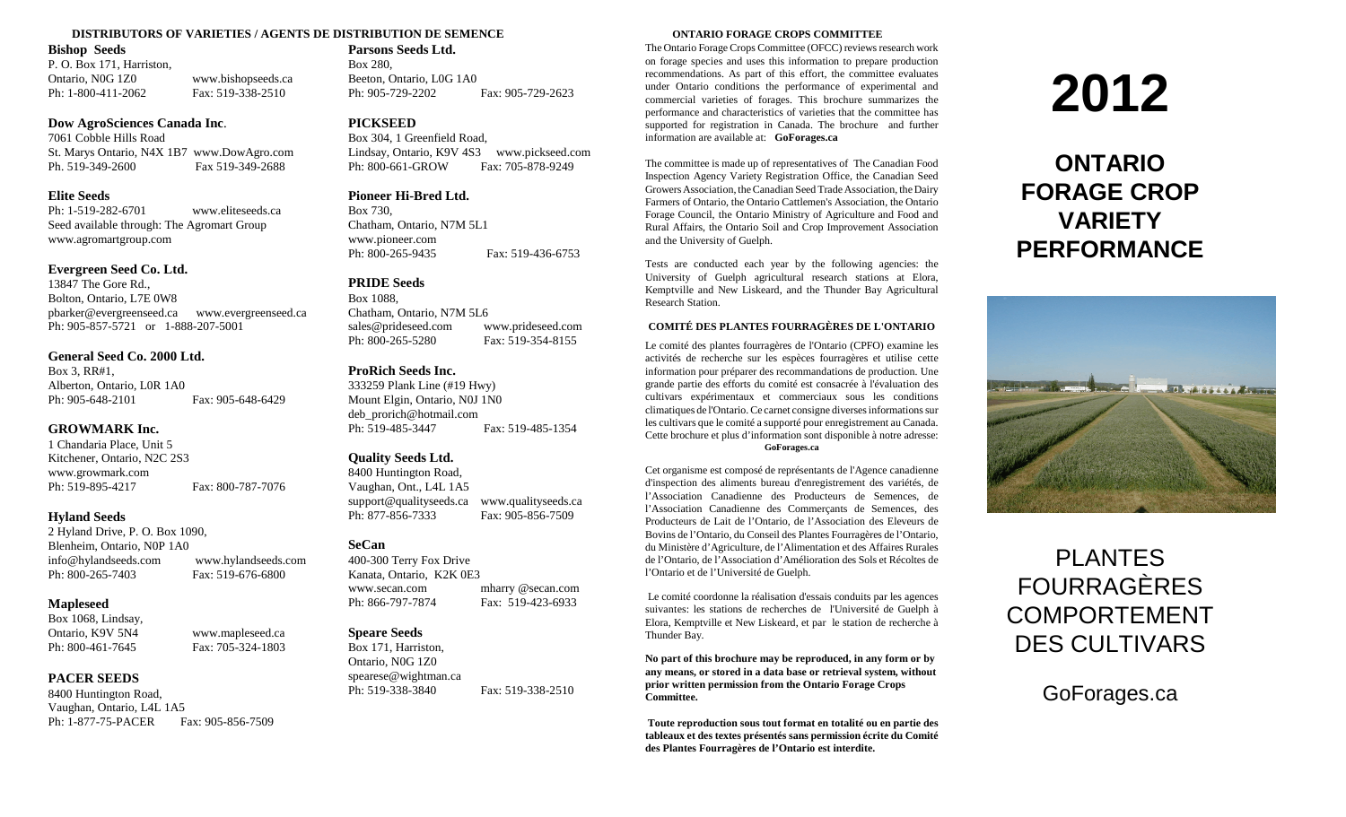## DISTRIBUTORS OF VARIETIES / AGENTS DE DISTRIBUTION DE SEMENCE

**Bishop Seeds**
P. O. Box 171, Harriston,
Ontario, N0G 1Z0 www.bishopseeds.ca
Ph: 1-800-411-2062 Fax: 519-338-2510

**Dow AgroSciences Canada Inc**.
7061 Cobble Hills Road
St. Marys Ontario, N4X 1B7 www.DowAgro.com
Ph. 519-349-2600 Fax 519-349-2688

**Elite Seeds**
Ph: 1-519-282-6701 www.eliteseeds.ca
Seed available through: The Agromart Group
www.agromartgroup.com

**Evergreen Seed Co. Ltd.**
13847 The Gore Rd.,
Bolton, Ontario, L7E 0W8
pbarker@evergreenseed.ca www.evergreenseed.ca
Ph: 905-857-5721 or 1-888-207-5001

**General Seed Co. 2000 Ltd.**
Box 3, RR#1,
Alberton, Ontario, L0R 1A0
Ph: 905-648-2101 Fax: 905-648-6429

**GROWMARK Inc.**
1 Chandaria Place, Unit 5
Kitchener, Ontario, N2C 2S3
www.growmark.com
Ph: 519-895-4217 Fax: 800-787-7076

**Hyland Seeds**
2 Hyland Drive, P. O. Box 1090,
Blenheim, Ontario, N0P 1A0
info@hylandseeds.com www.hylandseeds.com
Ph: 800-265-7403 Fax: 519-676-6800

**Mapleseed**
Box 1068, Lindsay,
Ontario, K9V 5N4 www.mapleseed.ca
Ph: 800-461-7645 Fax: 705-324-1803

**PACER SEEDS**
8400 Huntington Road,
Vaughan, Ontario, L4L 1A5
Ph: 1-877-75-PACER Fax: 905-856-7509

**Parsons Seeds Ltd.**
Box 280,
Beeton, Ontario, L0G 1A0
Ph: 905-729-2202 Fax: 905-729-2623

**PICKSEED**
Box 304, 1 Greenfield Road,
Lindsay, Ontario, K9V 4S3 www.pickseed.com
Ph: 800-661-GROW Fax: 705-878-9249

**Pioneer Hi-Bred Ltd.**
Box 730,
Chatham, Ontario, N7M 5L1
www.pioneer.com
Ph: 800-265-9435 Fax: 519-436-6753

**PRIDE Seeds**
Box 1088,
Chatham, Ontario, N7M 5L6
sales@prideseed.com www.prideseed.com
Ph: 800-265-5280 Fax: 519-354-8155

**ProRich Seeds Inc.**
333259 Plank Line (#19 Hwy)
Mount Elgin, Ontario, N0J 1N0
deb_prorich@hotmail.com
Ph: 519-485-3447 Fax: 519-485-1354

**Quality Seeds Ltd.**
8400 Huntington Road,
Vaughan, Ont., L4L 1A5
support@qualityseeds.ca www.qualityseeds.ca
Ph: 877-856-7333 Fax: 905-856-7509

**SeCan**
400-300 Terry Fox Drive
Kanata, Ontario, K2K 0E3
www.secan.com mharry @secan.com
Ph: 866-797-7874 Fax: 519-423-6933

**Speare Seeds**
Box 171, Harriston,
Ontario, N0G 1Z0
spearese@wightman.ca
Ph: 519-338-3840 Fax: 519-338-2510

## ONTARIO FORAGE CROPS COMMITTEE

The Ontario Forage Crops Committee (OFCC) reviews research work on forage species and uses this information to prepare production recommendations. As part of this effort, the committee evaluates under Ontario conditions the performance of experimental and commercial varieties of forages. This brochure summarizes the performance and characteristics of varieties that the committee has supported for registration in Canada. The brochure and further information are available at: **GoForages.ca**

The committee is made up of representatives of The Canadian Food Inspection Agency Variety Registration Office, the Canadian Seed Growers Association, the Canadian Seed Trade Association, the Dairy Farmers of Ontario, the Ontario Cattlemen's Association, the Ontario Forage Council, the Ontario Ministry of Agriculture and Food and Rural Affairs, the Ontario Soil and Crop Improvement Association and the University of Guelph.

Tests are conducted each year by the following agencies: the University of Guelph agricultural research stations at Elora, Kemptville and New Liskeard, and the Thunder Bay Agricultural Research Station.

## COMITÉ DES PLANTES FOURRAGÈRES DE L'ONTARIO

Le comité des plantes fourragères de l'Ontario (CPFO) examine les activités de recherche sur les espèces fourragères et utilise cette information pour préparer des recommandations de production. Une grande partie des efforts du comité est consacrée à l'évaluation des cultivars expérimentaux et commerciaux sous les conditions climatiques de l'Ontario. Ce carnet consigne diverses informations sur les cultivars que le comité a supporté pour enregistrement au Canada. Cette brochure et plus d'information sont disponible à notre adresse: **GoForages.ca**

Cet organisme est composé de représentants de l'Agence canadienne d'inspection des aliments bureau d'enregistrement des variétés, de l'Association Canadienne des Producteurs de Semences, de l'Association Canadienne des Commerçants de Semences, des Producteurs de Lait de l'Ontario, de l'Association des Eleveurs de Bovins de l'Ontario, du Conseil des Plantes Fourragères de l'Ontario, du Ministère d'Agriculture, de l'Alimentation et des Affaires Rurales de l'Ontario, de l'Association d'Amélioration des Sols et Récoltes de l'Ontario et de l'Université de Guelph.

Le comité coordonne la réalisation d'essais conduits par les agences suivantes: les stations de recherches de l'Université de Guelph à Elora, Kemptville et New Liskeard, et par le station de recherche à Thunder Bay.

**No part of this brochure may be reproduced, in any form or by any means, or stored in a data base or retrieval system, without prior written permission from the Ontario Forage Crops Committee.**

**Toute reproduction sous tout format en totalité ou en partie des tableaux et des textes présentés sans permission écrite du Comité des Plantes Fourragères de l'Ontario est interdite.**

# 2012

# ONTARIO FORAGE CROP VARIETY PERFORMANCE

# PLANTES FOURRAGÈRES COMPORTEMENT DES CULTIVARS

GoForages.ca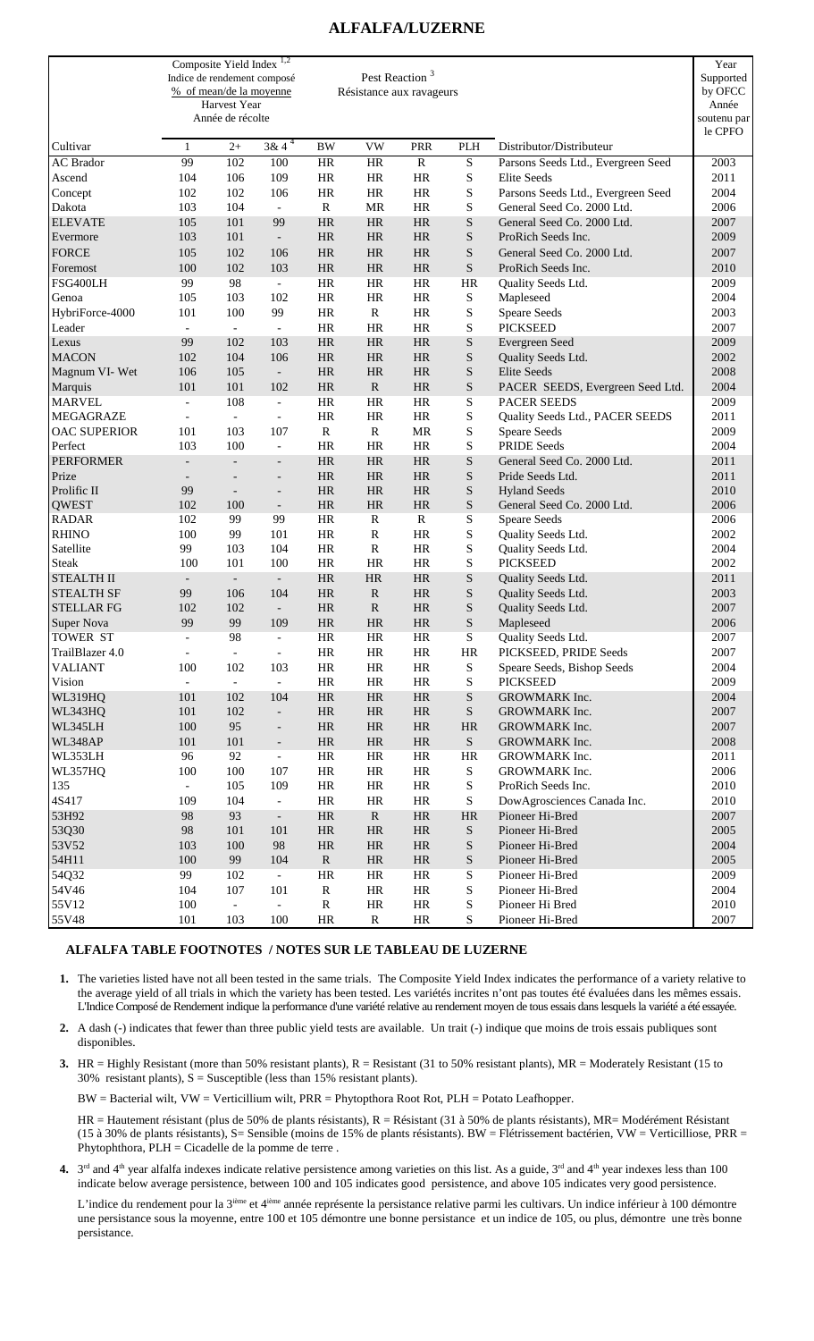# ALFALFA/LUZERNE

| Cultivar | Composite Yield Index [1,2] Indice de rendement composé % of mean/de la moyenne Harvest Year Année de récolte 1 | 2+ | 3& 4 [4] | Pest Reaction [3] Résistance aux ravageurs BW | VW | PRR | PLH | Distributor/Distributeur | Year Supported by OFCC Année soutenu par le CPFO |
|---|---|---|---|---|---|---|---|---|---|
| AC Brador | 99 | 102 | 100 | HR | HR | R | S | Parsons Seeds Ltd., Evergreen Seed | 2003 |
| Ascend | 104 | 106 | 109 | HR | HR | HR | S | Elite Seeds | 2011 |
| Concept | 102 | 102 | 106 | HR | HR | HR | S | Parsons Seeds Ltd., Evergreen Seed | 2004 |
| Dakota | 103 | 104 | - | R | MR | HR | S | General Seed Co. 2000 Ltd. | 2006 |
| ELEVATE | 105 | 101 | 99 | HR | HR | HR | S | General Seed Co. 2000 Ltd. | 2007 |
| Evermore | 103 | 101 | - | HR | HR | HR | S | ProRich Seeds Inc. | 2009 |
| FORCE | 105 | 102 | 106 | HR | HR | HR | S | General Seed Co. 2000 Ltd. | 2007 |
| Foremost | 100 | 102 | 103 | HR | HR | HR | S | ProRich Seeds Inc. | 2010 |
| FSG400LH | 99 | 98 | - | HR | HR | HR | HR | Quality Seeds Ltd. | 2009 |
| Genoa | 105 | 103 | 102 | HR | HR | HR | S | Mapleseed | 2004 |
| HybriForce-4000 | 101 | 100 | 99 | HR | R | HR | S | Speare Seeds | 2003 |
| Leader | - | - | - | HR | HR | HR | S | PICKSEED | 2007 |
| Lexus | 99 | 102 | 103 | HR | HR | HR | S | Evergreen Seed | 2009 |
| MACON | 102 | 104 | 106 | HR | HR | HR | S | Quality Seeds Ltd. | 2002 |
| Magnum VI- Wet | 106 | 105 | - | HR | HR | HR | S | Elite Seeds | 2008 |
| Marquis | 101 | 101 | 102 | HR | R | HR | S | PACER SEEDS, Evergreen Seed Ltd. | 2004 |
| MARVEL | - | 108 | - | HR | HR | HR | S | PACER SEEDS | 2009 |
| MEGAGRAZE | - | - | - | HR | HR | HR | S | Quality Seeds Ltd., PACER SEEDS | 2011 |
| OAC SUPERIOR | 101 | 103 | 107 | R | R | MR | S | Speare Seeds | 2009 |
| Perfect | 103 | 100 | - | HR | HR | HR | S | PRIDE Seeds | 2004 |
| PERFORMER | - | - | - | HR | HR | HR | S | General Seed Co. 2000 Ltd. | 2011 |
| Prize | - | - | - | HR | HR | HR | S | Pride Seeds Ltd. | 2011 |
| Prolific II | 99 | - | - | HR | HR | HR | S | Hyland Seeds | 2010 |
| QWEST | 102 | 100 | - | HR | HR | HR | S | General Seed Co. 2000 Ltd. | 2006 |
| RADAR | 102 | 99 | 99 | HR | R | R | S | Speare Seeds | 2006 |
| RHINO | 100 | 99 | 101 | HR | R | HR | S | Quality Seeds Ltd. | 2002 |
| Satellite | 99 | 103 | 104 | HR | R | HR | S | Quality Seeds Ltd. | 2004 |
| Steak | 100 | 101 | 100 | HR | HR | HR | S | PICKSEED | 2002 |
| STEALTH II | - | - | - | HR | HR | HR | S | Quality Seeds Ltd. | 2011 |
| STEALTH SF | 99 | 106 | 104 | HR | R | HR | S | Quality Seeds Ltd. | 2003 |
| STELLAR FG | 102 | 102 | - | HR | R | HR | S | Quality Seeds Ltd. | 2007 |
| Super Nova | 99 | 99 | 109 | HR | HR | HR | S | Mapleseed | 2006 |
| TOWER ST | - | 98 | - | HR | HR | HR | S | Quality Seeds Ltd. | 2007 |
| TrailBlazer 4.0 | - | - | - | HR | HR | HR | HR | PICKSEED, PRIDE Seeds | 2007 |
| VALIANT | 100 | 102 | 103 | HR | HR | HR | S | Speare Seeds, Bishop Seeds | 2004 |
| Vision | - | - | - | HR | HR | HR | S | PICKSEED | 2009 |
| WL319HQ | 101 | 102 | 104 | HR | HR | HR | S | GROWMARK Inc. | 2004 |
| WL343HQ | 101 | 102 | - | HR | HR | HR | S | GROWMARK Inc. | 2007 |
| WL345LH | 100 | 95 | - | HR | HR | HR | HR | GROWMARK Inc. | 2007 |
| WL348AP | 101 | 101 | - | HR | HR | HR | S | GROWMARK Inc. | 2008 |
| WL353LH | 96 | 92 | - | HR | HR | HR | HR | GROWMARK Inc. | 2011 |
| WL357HQ | 100 | 100 | 107 | HR | HR | HR | S | GROWMARK Inc. | 2006 |
| 135 | - | 105 | 109 | HR | HR | HR | S | ProRich Seeds Inc. | 2010 |
| 4S417 | 109 | 104 | - | HR | HR | HR | S | DowAgrosciences Canada Inc. | 2010 |
| 53H92 | 98 | 93 | - | HR | R | HR | HR | Pioneer Hi-Bred | 2007 |
| 53Q30 | 98 | 101 | 101 | HR | HR | HR | S | Pioneer Hi-Bred | 2005 |
| 53V52 | 103 | 100 | 98 | HR | HR | HR | S | Pioneer Hi-Bred | 2004 |
| 54H11 | 100 | 99 | 104 | R | HR | HR | S | Pioneer Hi-Bred | 2005 |
| 54Q32 | 99 | 102 | - | HR | HR | HR | S | Pioneer Hi-Bred | 2009 |
| 54V46 | 104 | 107 | 101 | R | HR | HR | S | Pioneer Hi-Bred | 2004 |
| 55V12 | 100 | - | - | R | HR | HR | S | Pioneer Hi Bred | 2010 |
| 55V48 | 101 | 103 | 100 | HR | R | HR | S | Pioneer Hi-Bred | 2007 |

## ALFALFA TABLE FOOTNOTES / NOTES SUR LE TABLEAU DE LUZERNE

1. The varieties listed have not all been tested in the same trials. The Composite Yield Index indicates the performance of a variety relative to the average yield of all trials in which the variety has been tested. Les variétés incrites n'ont pas toutes été évaluées dans les mêmes essais. L'Indice Composé de Rendement indique la performance d'une variété relative au rendement moyen de tous essais dans lesquels la variété a été essayée.

2. A dash (-) indicates that fewer than three public yield tests are available. Un trait (-) indique que moins de trois essais publiques sont disponibles.

3. HR = Highly Resistant (more than 50% resistant plants), R = Resistant (31 to 50% resistant plants), MR = Moderately Resistant (15 to 30% resistant plants), S = Susceptible (less than 15% resistant plants).

   BW = Bacterial wilt, VW = Verticillium wilt, PRR = Phytopthora Root Rot, PLH = Potato Leafhopper.

   HR = Hautement résistant (plus de 50% de plants résistants), R = Résistant (31 à 50% de plants résistants), MR= Modérément Résistant (15 à 30% de plants résistants), S= Sensible (moins de 15% de plants résistants). BW = Flétrissement bactérien, VW = Verticilliose, PRR = Phytophthora, PLH = Cicadelle de la pomme de terre .

4. 3rd and 4th year alfalfa indexes indicate relative persistence among varieties on this list. As a guide, 3rd and 4th year indexes less than 100 indicate below average persistence, between 100 and 105 indicates good persistence, and above 105 indicates very good persistence.

   L'indice du rendement pour la 3ième et 4ième année représente la persistance relative parmi les cultivars. Un indice inférieur à 100 démontre une persistance sous la moyenne, entre 100 et 105 démontre une bonne persistance et un indice de 105, ou plus, démontre une très bonne persistance.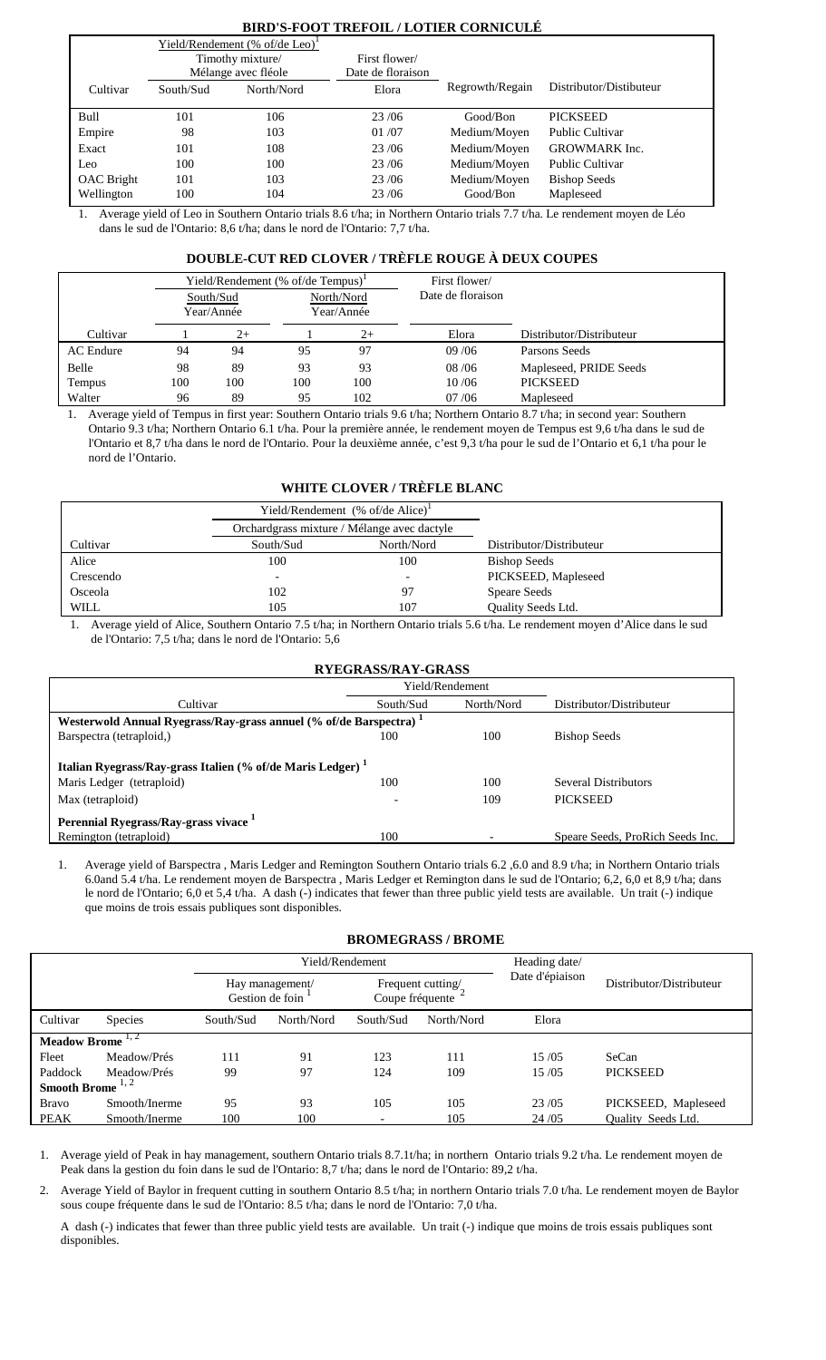## BIRD'S-FOOT TREFOIL / LOTIER CORNICULÉ

| Cultivar | Yield/Rendement (% of/de Leo)[1] Timothy mixture/ Mélange avec fléole South/Sud | North/Nord | First flower/ Date de floraison Elora | Regrowth/Regain | Distributor/Distributeur |
|---|---|---|---|---|---|
| Bull | 101 | 106 | 23 /06 | Good/Bon | PICKSEED |
| Empire | 98 | 103 | 01 /07 | Medium/Moyen | Public Cultivar |
| Exact | 101 | 108 | 23 /06 | Medium/Moyen | GROWMARK Inc. |
| Leo | 100 | 100 | 23 /06 | Medium/Moyen | Public Cultivar |
| OAC Bright | 101 | 103 | 23 /06 | Medium/Moyen | Bishop Seeds |
| Wellington | 100 | 104 | 23 /06 | Good/Bon | Mapleseed |

1. Average yield of Leo in Southern Ontario trials 8.6 t/ha; in Northern Ontario trials 7.7 t/ha. Le rendement moyen de Léo dans le sud de l'Ontario: 8,6 t/ha; dans le nord de l'Ontario: 7,7 t/ha.

## DOUBLE-CUT RED CLOVER / TRÈFLE ROUGE À DEUX COUPES

| | Yield/Rendement (% of/de Tempus)[1] | | | | First flower/ Date de floraison | |
|---|---|---|---|---|---|---|
| | South/Sud Year/Année | | North/Nord Year/Année | | | |
| Cultivar | 1 | 2+ | 1 | 2+ | Elora | Distributor/Distributeur |
| AC Endure | 94 | 94 | 95 | 97 | 09 /06 | Parsons Seeds |
| Belle | 98 | 89 | 93 | 93 | 08 /06 | Mapleseed, PRIDE Seeds |
| Tempus | 100 | 100 | 100 | 100 | 10 /06 | PICKSEED |
| Walter | 96 | 89 | 95 | 102 | 07 /06 | Mapleseed |

1. Average yield of Tempus in first year: Southern Ontario trials 9.6 t/ha; Northern Ontario 8.7 t/ha; in second year: Southern Ontario 9.3 t/ha; Northern Ontario 6.1 t/ha. Pour la première année, le rendement moyen de Tempus est 9,6 t/ha dans le sud de l'Ontario et 8,7 t/ha dans le nord de l'Ontario. Pour la deuxième année, c'est 9,3 t/ha pour le sud de l'Ontario et 6,1 t/ha pour le nord de l'Ontario.

## WHITE CLOVER / TRÈFLE BLANC

| | Yield/Rendement (% of/de Alice)[1] | | |
|---|---|---|---|
| | Orchardgrass mixture / Mélange avec dactyle | | |
| Cultivar | South/Sud | North/Nord | Distributor/Distributeur |
| Alice | 100 | 100 | Bishop Seeds |
| Crescendo | - | - | PICKSEED, Mapleseed |
| Osceola | 102 | 97 | Speare Seeds |
| WILL | 105 | 107 | Quality Seeds Ltd. |

1. Average yield of Alice, Southern Ontario 7.5 t/ha; in Northern Ontario trials 5.6 t/ha. Le rendement moyen d'Alice dans le sud de l'Ontario: 7,5 t/ha; dans le nord de l'Ontario: 5,6

## RYEGRASS/RAY-GRASS

| | Yield/Rendement | | |
|---|---|---|---|
| Cultivar | South/Sud | North/Nord | Distributor/Distributeur |
| **Westerwold Annual Ryegrass/Ray-grass annuel (% of/de Barspectra)[1]** | | | |
| Barspectra (tetraploid,) | 100 | 100 | Bishop Seeds |
| **Italian Ryegrass/Ray-grass Italien (% of/de Maris Ledger)[1]** | | | |
| Maris Ledger (tetraploid) | 100 | 100 | Several Distributors |
| Max (tetraploid) | - | 109 | PICKSEED |
| **Perennial Ryegrass/Ray-grass vivace[1]** | | | |
| Remington (tetraploid) | 100 | - | Speare Seeds, ProRich Seeds Inc. |

1. Average yield of Barspectra , Maris Ledger and Remington Southern Ontario trials 6.2 ,6.0 and 8.9 t/ha; in Northern Ontario trials 6.0and 5.4 t/ha. Le rendement moyen de Barspectra , Maris Ledger et Remington dans le sud de l'Ontario; 6,2, 6,0 et 8,9 t/ha; dans le nord de l'Ontario; 6,0 et 5,4 t/ha. A dash (-) indicates that fewer than three public yield tests are available. Un trait (-) indique que moins de trois essais publiques sont disponibles.

## BROMEGRASS / BROME

| | | Yield/Rendement | | | | Heading date/ Date d'épiaison | |
|---|---|---|---|---|---|---|---|
| | | Hay management/ Gestion de foin[1] | | Frequent cutting/ Coupe fréquente[2] | | | Distributor/Distributeur |
| Cultivar | Species | South/Sud | North/Nord | South/Sud | North/Nord | Elora | |
| **Meadow Brome[1, 2]** | | | | | | | |
| Fleet | Meadow/Prés | 111 | 91 | 123 | 111 | 15 /05 | SeCan |
| Paddock | Meadow/Prés | 99 | 97 | 124 | 109 | 15 /05 | PICKSEED |
| **Smooth Brome[1, 2]** | | | | | | | |
| Bravo | Smooth/Inerme | 95 | 93 | 105 | 105 | 23 /05 | PICKSEED, Mapleseed |
| PEAK | Smooth/Inerme | 100 | 100 | - | 105 | 24 /05 | Quality Seeds Ltd. |

1. Average yield of Peak in hay management, southern Ontario trials 8.7.1t/ha; in northern Ontario trials 9.2 t/ha. Le rendement moyen de Peak dans la gestion du foin dans le sud de l'Ontario: 8,7 t/ha; dans le nord de l'Ontario: 89,2 t/ha.

2. Average Yield of Baylor in frequent cutting in southern Ontario 8.5 t/ha; in northern Ontario trials 7.0 t/ha. Le rendement moyen de Baylor sous coupe fréquente dans le sud de l'Ontario: 8.5 t/ha; dans le nord de l'Ontario: 7,0 t/ha.

A dash (-) indicates that fewer than three public yield tests are available. Un trait (-) indique que moins de trois essais publiques sont disponibles.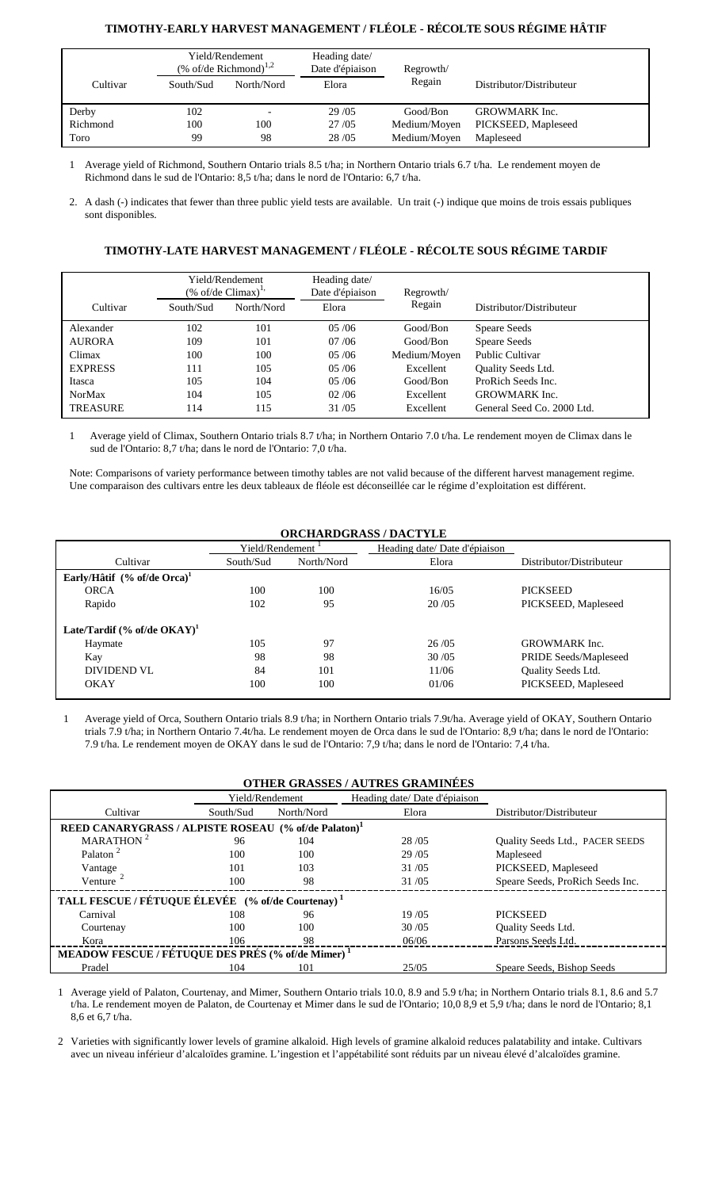## TIMOTHY-EARLY HARVEST MANAGEMENT / FLÉOLE - RÉCOLTE SOUS RÉGIME HÂTIF

| Cultivar | Yield/Rendement (% of/de Richmond)[1,2] | | Heading date/ Date d'épiaison | Regrowth/ Regain | Distributor/Distributeur |
|---|---|---|---|---|---|
| | South/Sud | North/Nord | Elora | | |
| Derby | 102 | - | 29 /05 | Good/Bon | GROWMARK Inc. |
| Richmond | 100 | 100 | 27 /05 | Medium/Moyen | PICKSEED, Mapleseed |
| Toro | 99 | 98 | 28 /05 | Medium/Moyen | Mapleseed |

1 Average yield of Richmond, Southern Ontario trials 8.5 t/ha; in Northern Ontario trials 6.7 t/ha. Le rendement moyen de Richmond dans le sud de l'Ontario: 8,5 t/ha; dans le nord de l'Ontario: 6,7 t/ha.

2. A dash (-) indicates that fewer than three public yield tests are available. Un trait (-) indique que moins de trois essais publiques sont disponibles.

## TIMOTHY-LATE HARVEST MANAGEMENT / FLÉOLE - RÉCOLTE SOUS RÉGIME TARDIF

| Cultivar | Yield/Rendement (% of/de Climax)[1] | | Heading date/ Date d'épiaison | Regrowth/ Regain | Distributor/Distributeur |
|---|---|---|---|---|---|
| | South/Sud | North/Nord | Elora | | |
| Alexander | 102 | 101 | 05 /06 | Good/Bon | Speare Seeds |
| AURORA | 109 | 101 | 07 /06 | Good/Bon | Speare Seeds |
| Climax | 100 | 100 | 05 /06 | Medium/Moyen | Public Cultivar |
| EXPRESS | 111 | 105 | 05 /06 | Excellent | Quality Seeds Ltd. |
| Itasca | 105 | 104 | 05 /06 | Good/Bon | ProRich Seeds Inc. |
| NorMax | 104 | 105 | 02 /06 | Excellent | GROWMARK Inc. |
| TREASURE | 114 | 115 | 31 /05 | Excellent | General Seed Co. 2000 Ltd. |

1 Average yield of Climax, Southern Ontario trials 8.7 t/ha; in Northern Ontario 7.0 t/ha. Le rendement moyen de Climax dans le sud de l'Ontario: 8,7 t/ha; dans le nord de l'Ontario: 7,0 t/ha.

Note: Comparisons of variety performance between timothy tables are not valid because of the different harvest management regime. Une comparaison des cultivars entre les deux tableaux de fléole est déconseillée car le régime d'exploitation est différent.

## ORCHARDGRASS / DACTYLE

| Cultivar | Yield/Rendement[1] | | Heading date/ Date d'épiaison | Distributor/Distributeur |
|---|---|---|---|---|
| | South/Sud | North/Nord | Elora | |
| **Early/Hâtif (% of/de Orca)[1]** | | | | |
| ORCA | 100 | 100 | 16/05 | PICKSEED |
| Rapido | 102 | 95 | 20 /05 | PICKSEED, Mapleseed |
| **Late/Tardif (% of/de OKAY)[1]** | | | | |
| Haymate | 105 | 97 | 26 /05 | GROWMARK Inc. |
| Kay | 98 | 98 | 30 /05 | PRIDE Seeds/Mapleseed |
| DIVIDEND VL | 84 | 101 | 11/06 | Quality Seeds Ltd. |
| OKAY | 100 | 100 | 01/06 | PICKSEED, Mapleseed |

1 Average yield of Orca, Southern Ontario trials 8.9 t/ha; in Northern Ontario trials 7.9t/ha. Average yield of OKAY, Southern Ontario trials 7.9 t/ha; in Northern Ontario 7.4t/ha. Le rendement moyen de Orca dans le sud de l'Ontario: 8,9 t/ha; dans le nord de l'Ontario: 7.9 t/ha. Le rendement moyen de OKAY dans le sud de l'Ontario: 7,9 t/ha; dans le nord de l'Ontario: 7,4 t/ha.

## OTHER GRASSES / AUTRES GRAMINÉES

| Cultivar | Yield/Rendement | | Heading date/ Date d'épiaison | Distributor/Distributeur |
|---|---|---|---|---|
| | South/Sud | North/Nord | Elora | |
| **REED CANARYGRASS / ALPISTE ROSEAU (% of/de Palaton)[1]** | | | | |
| MARATHON[2] | 96 | 104 | 28 /05 | Quality Seeds Ltd., PACER SEEDS |
| Palaton[2] | 100 | 100 | 29 /05 | Mapleseed |
| Vantage | 101 | 103 | 31 /05 | PICKSEED, Mapleseed |
| Venture[2] | 100 | 98 | 31 /05 | Speare Seeds, ProRich Seeds Inc. |
| **TALL FESCUE / FÉTUQUE ÉLEVÉE (% of/de Courtenay)[1]** | | | | |
| Carnival | 108 | 96 | 19 /05 | PICKSEED |
| Courtenay | 100 | 100 | 30 /05 | Quality Seeds Ltd. |
| Kora | 106 | 98 | 06/06 | Parsons Seeds Ltd. |
| **MEADOW FESCUE / FÉTUQUE DES PRÉS (% of/de Mimer)[1]** | | | | |
| Pradel | 104 | 101 | 25/05 | Speare Seeds, Bishop Seeds |

1 Average yield of Palaton, Courtenay, and Mimer, Southern Ontario trials 10.0, 8.9 and 5.9 t/ha; in Northern Ontario trials 8.1, 8.6 and 5.7 t/ha. Le rendement moyen de Palaton, de Courtenay et Mimer dans le sud de l'Ontario; 10,0 8,9 et 5,9 t/ha; dans le nord de l'Ontario; 8,1 8,6 et 6,7 t/ha.

2 Varieties with significantly lower levels of gramine alkaloid. High levels of gramine alkaloid reduces palatability and intake. Cultivars avec un niveau inférieur d'alcaloïdes gramine. L'ingestion et l'appétabilité sont réduits par un niveau élevé d'alcaloïdes gramine.